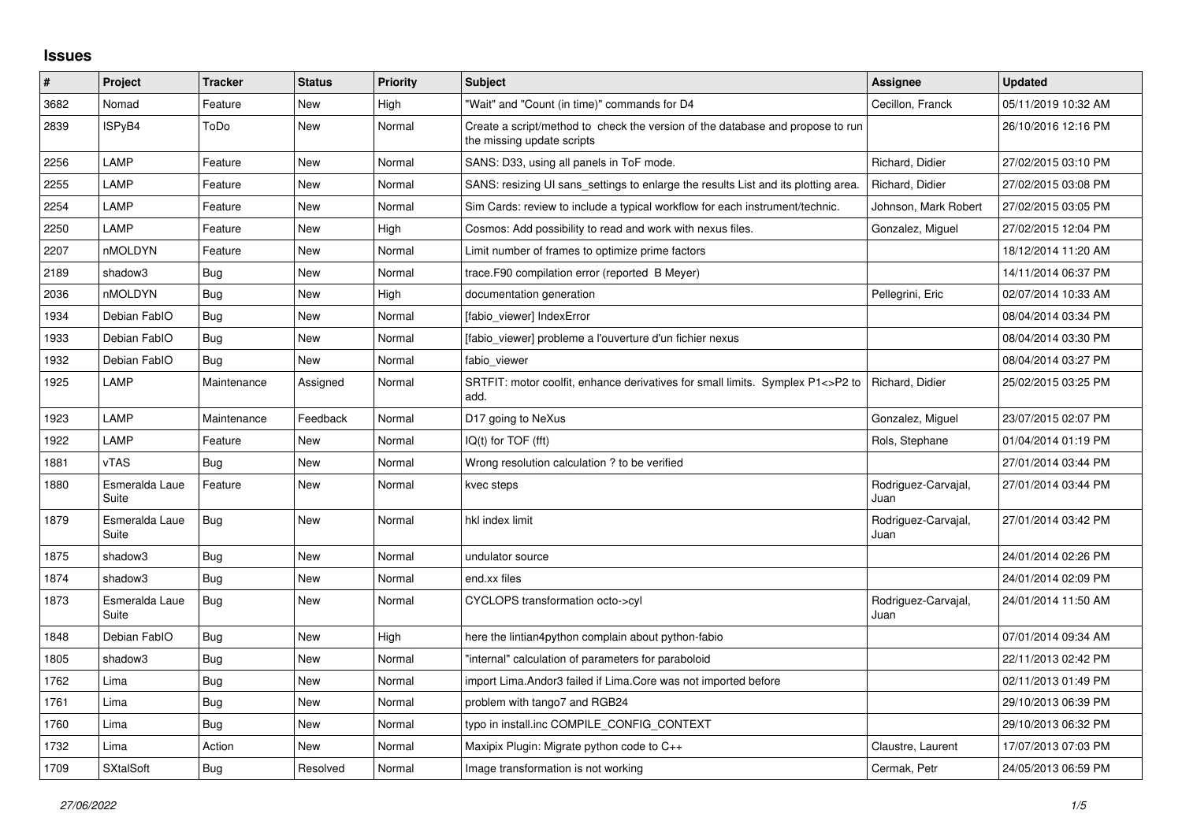## Issues

| # | Project | Tracker | Status | Priority | Subject | Assignee | Updated |
|---|---|---|---|---|---|---|---|
| 3682 | Nomad | Feature | New | High | "Wait" and "Count (in time)" commands for D4 | Cecillon, Franck | 05/11/2019 10:32 AM |
| 2839 | ISPyB4 | ToDo | New | Normal | Create a script/method to check the version of the database and propose to run the missing update scripts | | 26/10/2016 12:16 PM |
| 2256 | LAMP | Feature | New | Normal | SANS: D33, using all panels in ToF mode. | Richard, Didier | 27/02/2015 03:10 PM |
| 2255 | LAMP | Feature | New | Normal | SANS: resizing UI sans_settings to enlarge the results List and its plotting area. | Richard, Didier | 27/02/2015 03:08 PM |
| 2254 | LAMP | Feature | New | Normal | Sim Cards: review to include a typical workflow for each instrument/technic. | Johnson, Mark Robert | 27/02/2015 03:05 PM |
| 2250 | LAMP | Feature | New | High | Cosmos: Add possibility to read and work with nexus files. | Gonzalez, Miguel | 27/02/2015 12:04 PM |
| 2207 | nMOLDYN | Feature | New | Normal | Limit number of frames to optimize prime factors | | 18/12/2014 11:20 AM |
| 2189 | shadow3 | Bug | New | Normal | trace.F90 compilation error (reported B Meyer) | | 14/11/2014 06:37 PM |
| 2036 | nMOLDYN | Bug | New | High | documentation generation | Pellegrini, Eric | 02/07/2014 10:33 AM |
| 1934 | Debian FabIO | Bug | New | Normal | [fabio_viewer] IndexError | | 08/04/2014 03:34 PM |
| 1933 | Debian FabIO | Bug | New | Normal | [fabio_viewer] probleme a l'ouverture d'un fichier nexus | | 08/04/2014 03:30 PM |
| 1932 | Debian FabIO | Bug | New | Normal | fabio_viewer | | 08/04/2014 03:27 PM |
| 1925 | LAMP | Maintenance | Assigned | Normal | SRTFIT: motor coolfit, enhance derivatives for small limits. Symplex P1<>P2 to add. | Richard, Didier | 25/02/2015 03:25 PM |
| 1923 | LAMP | Maintenance | Feedback | Normal | D17 going to NeXus | Gonzalez, Miguel | 23/07/2015 02:07 PM |
| 1922 | LAMP | Feature | New | Normal | IQ(t) for TOF (fft) | Rols, Stephane | 01/04/2014 01:19 PM |
| 1881 | vTAS | Bug | New | Normal | Wrong resolution calculation ? to be verified | | 27/01/2014 03:44 PM |
| 1880 | Esmeralda Laue Suite | Feature | New | Normal | kvec steps | Rodriguez-Carvajal, Juan | 27/01/2014 03:44 PM |
| 1879 | Esmeralda Laue Suite | Bug | New | Normal | hkl index limit | Rodriguez-Carvajal, Juan | 27/01/2014 03:42 PM |
| 1875 | shadow3 | Bug | New | Normal | undulator source | | 24/01/2014 02:26 PM |
| 1874 | shadow3 | Bug | New | Normal | end.xx files | | 24/01/2014 02:09 PM |
| 1873 | Esmeralda Laue Suite | Bug | New | Normal | CYCLOPS transformation octo->cyl | Rodriguez-Carvajal, Juan | 24/01/2014 11:50 AM |
| 1848 | Debian FabIO | Bug | New | High | here the lintian4python complain about python-fabio | | 07/01/2014 09:34 AM |
| 1805 | shadow3 | Bug | New | Normal | "internal" calculation of parameters for paraboloid | | 22/11/2013 02:42 PM |
| 1762 | Lima | Bug | New | Normal | import Lima.Andor3 failed if Lima.Core was not imported before | | 02/11/2013 01:49 PM |
| 1761 | Lima | Bug | New | Normal | problem with tango7 and RGB24 | | 29/10/2013 06:39 PM |
| 1760 | Lima | Bug | New | Normal | typo in install.inc COMPILE_CONFIG_CONTEXT | | 29/10/2013 06:32 PM |
| 1732 | Lima | Action | New | Normal | Maxipix Plugin: Migrate python code to C++ | Claustre, Laurent | 17/07/2013 07:03 PM |
| 1709 | SXtalSoft | Bug | Resolved | Normal | Image transformation is not working | Cermak, Petr | 24/05/2013 06:59 PM |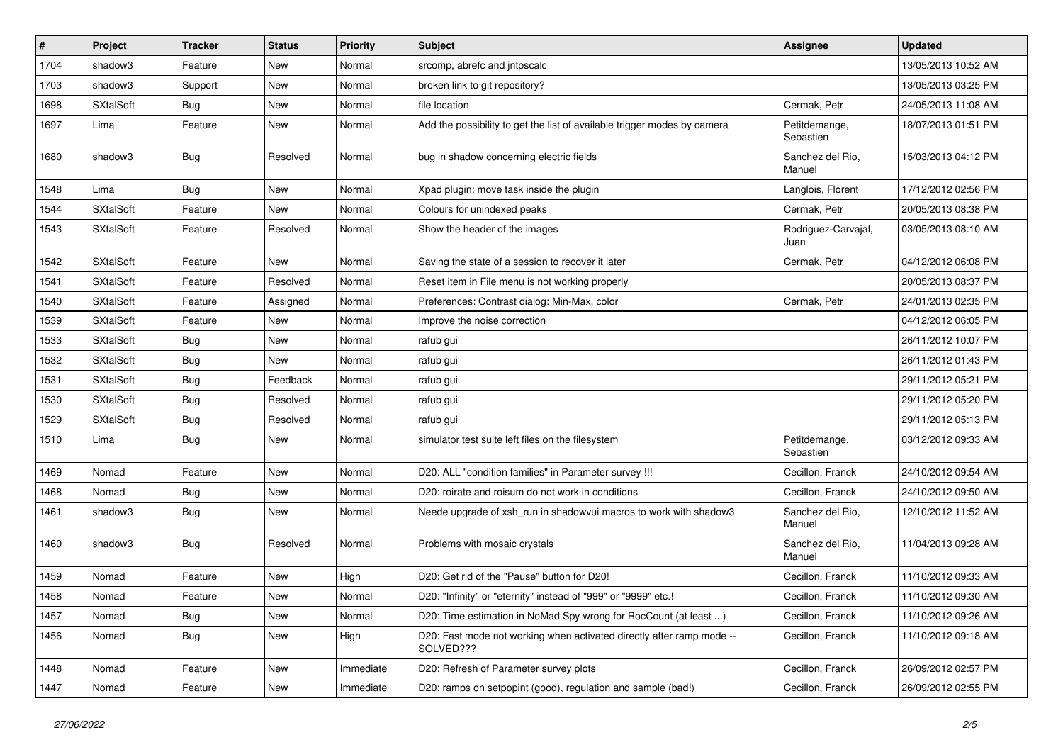| # | Project | Tracker | Status | Priority | Subject | Assignee | Updated |
|---|---|---|---|---|---|---|---|
| 1704 | shadow3 | Feature | New | Normal | srcomp, abrefc and jntpscalc | | 13/05/2013 10:52 AM |
| 1703 | shadow3 | Support | New | Normal | broken link to git repository? | | 13/05/2013 03:25 PM |
| 1698 | SXtalSoft | Bug | New | Normal | file location | Cermak, Petr | 24/05/2013 11:08 AM |
| 1697 | Lima | Feature | New | Normal | Add the possibility to get the list of available trigger modes by camera | Petitdemange, Sebastien | 18/07/2013 01:51 PM |
| 1680 | shadow3 | Bug | Resolved | Normal | bug in shadow concerning electric fields | Sanchez del Rio, Manuel | 15/03/2013 04:12 PM |
| 1548 | Lima | Bug | New | Normal | Xpad plugin: move task inside the plugin | Langlois, Florent | 17/12/2012 02:56 PM |
| 1544 | SXtalSoft | Feature | New | Normal | Colours for unindexed peaks | Cermak, Petr | 20/05/2013 08:38 PM |
| 1543 | SXtalSoft | Feature | Resolved | Normal | Show the header of the images | Rodriguez-Carvajal, Juan | 03/05/2013 08:10 AM |
| 1542 | SXtalSoft | Feature | New | Normal | Saving the state of a session to recover it later | Cermak, Petr | 04/12/2012 06:08 PM |
| 1541 | SXtalSoft | Feature | Resolved | Normal | Reset item in File menu is not working properly | | 20/05/2013 08:37 PM |
| 1540 | SXtalSoft | Feature | Assigned | Normal | Preferences: Contrast dialog: Min-Max, color | Cermak, Petr | 24/01/2013 02:35 PM |
| 1539 | SXtalSoft | Feature | New | Normal | Improve the noise correction | | 04/12/2012 06:05 PM |
| 1533 | SXtalSoft | Bug | New | Normal | rafub gui | | 26/11/2012 10:07 PM |
| 1532 | SXtalSoft | Bug | New | Normal | rafub gui | | 26/11/2012 01:43 PM |
| 1531 | SXtalSoft | Bug | Feedback | Normal | rafub gui | | 29/11/2012 05:21 PM |
| 1530 | SXtalSoft | Bug | Resolved | Normal | rafub gui | | 29/11/2012 05:20 PM |
| 1529 | SXtalSoft | Bug | Resolved | Normal | rafub gui | | 29/11/2012 05:13 PM |
| 1510 | Lima | Bug | New | Normal | simulator test suite left files on the filesystem | Petitdemange, Sebastien | 03/12/2012 09:33 AM |
| 1469 | Nomad | Feature | New | Normal | D20: ALL "condition families" in Parameter survey !!! | Cecillon, Franck | 24/10/2012 09:54 AM |
| 1468 | Nomad | Bug | New | Normal | D20: roirate and roisum do not work in conditions | Cecillon, Franck | 24/10/2012 09:50 AM |
| 1461 | shadow3 | Bug | New | Normal | Neede upgrade of xsh_run in shadowvui macros to work with shadow3 | Sanchez del Rio, Manuel | 12/10/2012 11:52 AM |
| 1460 | shadow3 | Bug | Resolved | Normal | Problems with mosaic crystals | Sanchez del Rio, Manuel | 11/04/2013 09:28 AM |
| 1459 | Nomad | Feature | New | High | D20: Get rid of the "Pause" button for D20! | Cecillon, Franck | 11/10/2012 09:33 AM |
| 1458 | Nomad | Feature | New | Normal | D20: "Infinity" or "eternity" instead of "999" or "9999" etc.! | Cecillon, Franck | 11/10/2012 09:30 AM |
| 1457 | Nomad | Bug | New | Normal | D20: Time estimation in NoMad Spy wrong for RocCount (at least ...) | Cecillon, Franck | 11/10/2012 09:26 AM |
| 1456 | Nomad | Bug | New | High | D20: Fast mode not working when activated directly after ramp mode -- SOLVED??? | Cecillon, Franck | 11/10/2012 09:18 AM |
| 1448 | Nomad | Feature | New | Immediate | D20: Refresh of Parameter survey plots | Cecillon, Franck | 26/09/2012 02:57 PM |
| 1447 | Nomad | Feature | New | Immediate | D20: ramps on setpopint (good), regulation and sample (bad!) | Cecillon, Franck | 26/09/2012 02:55 PM |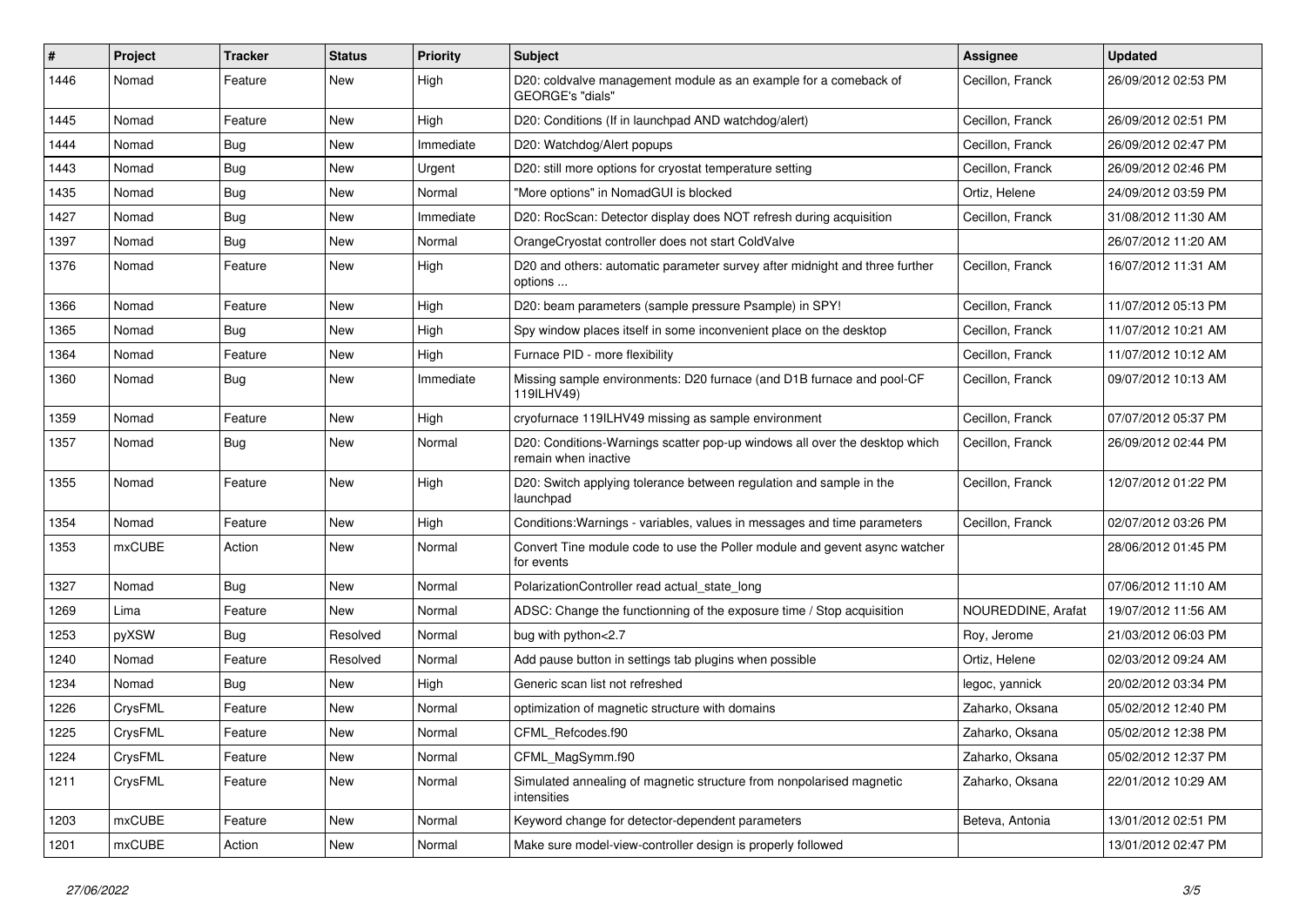| # | Project | Tracker | Status | Priority | Subject | Assignee | Updated |
|---|---|---|---|---|---|---|---|
| 1446 | Nomad | Feature | New | High | D20: coldvalve management module as an example for a comeback of GEORGE's "dials" | Cecillon, Franck | 26/09/2012 02:53 PM |
| 1445 | Nomad | Feature | New | High | D20: Conditions (If in launchpad AND watchdog/alert) | Cecillon, Franck | 26/09/2012 02:51 PM |
| 1444 | Nomad | Bug | New | Immediate | D20: Watchdog/Alert popups | Cecillon, Franck | 26/09/2012 02:47 PM |
| 1443 | Nomad | Bug | New | Urgent | D20: still more options for cryostat temperature setting | Cecillon, Franck | 26/09/2012 02:46 PM |
| 1435 | Nomad | Bug | New | Normal | "More options" in NomadGUI is blocked | Ortiz, Helene | 24/09/2012 03:59 PM |
| 1427 | Nomad | Bug | New | Immediate | D20: RocScan: Detector display does NOT refresh during acquisition | Cecillon, Franck | 31/08/2012 11:30 AM |
| 1397 | Nomad | Bug | New | Normal | OrangeCryostat controller does not start ColdValve | | 26/07/2012 11:20 AM |
| 1376 | Nomad | Feature | New | High | D20 and others: automatic parameter survey after midnight and three further options ... | Cecillon, Franck | 16/07/2012 11:31 AM |
| 1366 | Nomad | Feature | New | High | D20: beam parameters (sample pressure Psample) in SPY! | Cecillon, Franck | 11/07/2012 05:13 PM |
| 1365 | Nomad | Bug | New | High | Spy window places itself in some inconvenient place on the desktop | Cecillon, Franck | 11/07/2012 10:21 AM |
| 1364 | Nomad | Feature | New | High | Furnace PID - more flexibility | Cecillon, Franck | 11/07/2012 10:12 AM |
| 1360 | Nomad | Bug | New | Immediate | Missing sample environments: D20 furnace (and D1B furnace and pool-CF 119ILHV49) | Cecillon, Franck | 09/07/2012 10:13 AM |
| 1359 | Nomad | Feature | New | High | cryofurnace 119ILHV49 missing as sample environment | Cecillon, Franck | 07/07/2012 05:37 PM |
| 1357 | Nomad | Bug | New | Normal | D20: Conditions-Warnings scatter pop-up windows all over the desktop which remain when inactive | Cecillon, Franck | 26/09/2012 02:44 PM |
| 1355 | Nomad | Feature | New | High | D20: Switch applying tolerance between regulation and sample in the launchpad | Cecillon, Franck | 12/07/2012 01:22 PM |
| 1354 | Nomad | Feature | New | High | Conditions:Warnings - variables, values in messages and time parameters | Cecillon, Franck | 02/07/2012 03:26 PM |
| 1353 | mxCUBE | Action | New | Normal | Convert Tine module code to use the Poller module and gevent async watcher for events | | 28/06/2012 01:45 PM |
| 1327 | Nomad | Bug | New | Normal | PolarizationController read actual_state_long | | 07/06/2012 11:10 AM |
| 1269 | Lima | Feature | New | Normal | ADSC: Change the functionning of the exposure time / Stop acquisition | NOUREDDINE, Arafat | 19/07/2012 11:56 AM |
| 1253 | pyXSW | Bug | Resolved | Normal | bug with python<2.7 | Roy, Jerome | 21/03/2012 06:03 PM |
| 1240 | Nomad | Feature | Resolved | Normal | Add pause button in settings tab plugins when possible | Ortiz, Helene | 02/03/2012 09:24 AM |
| 1234 | Nomad | Bug | New | High | Generic scan list not refreshed | legoc, yannick | 20/02/2012 03:34 PM |
| 1226 | CrysFML | Feature | New | Normal | optimization of magnetic structure with domains | Zaharko, Oksana | 05/02/2012 12:40 PM |
| 1225 | CrysFML | Feature | New | Normal | CFML_Refcodes.f90 | Zaharko, Oksana | 05/02/2012 12:38 PM |
| 1224 | CrysFML | Feature | New | Normal | CFML_MagSymm.f90 | Zaharko, Oksana | 05/02/2012 12:37 PM |
| 1211 | CrysFML | Feature | New | Normal | Simulated annealing of magnetic structure from nonpolarised magnetic intensities | Zaharko, Oksana | 22/01/2012 10:29 AM |
| 1203 | mxCUBE | Feature | New | Normal | Keyword change for detector-dependent parameters | Beteva, Antonia | 13/01/2012 02:51 PM |
| 1201 | mxCUBE | Action | New | Normal | Make sure model-view-controller design is properly followed | | 13/01/2012 02:47 PM |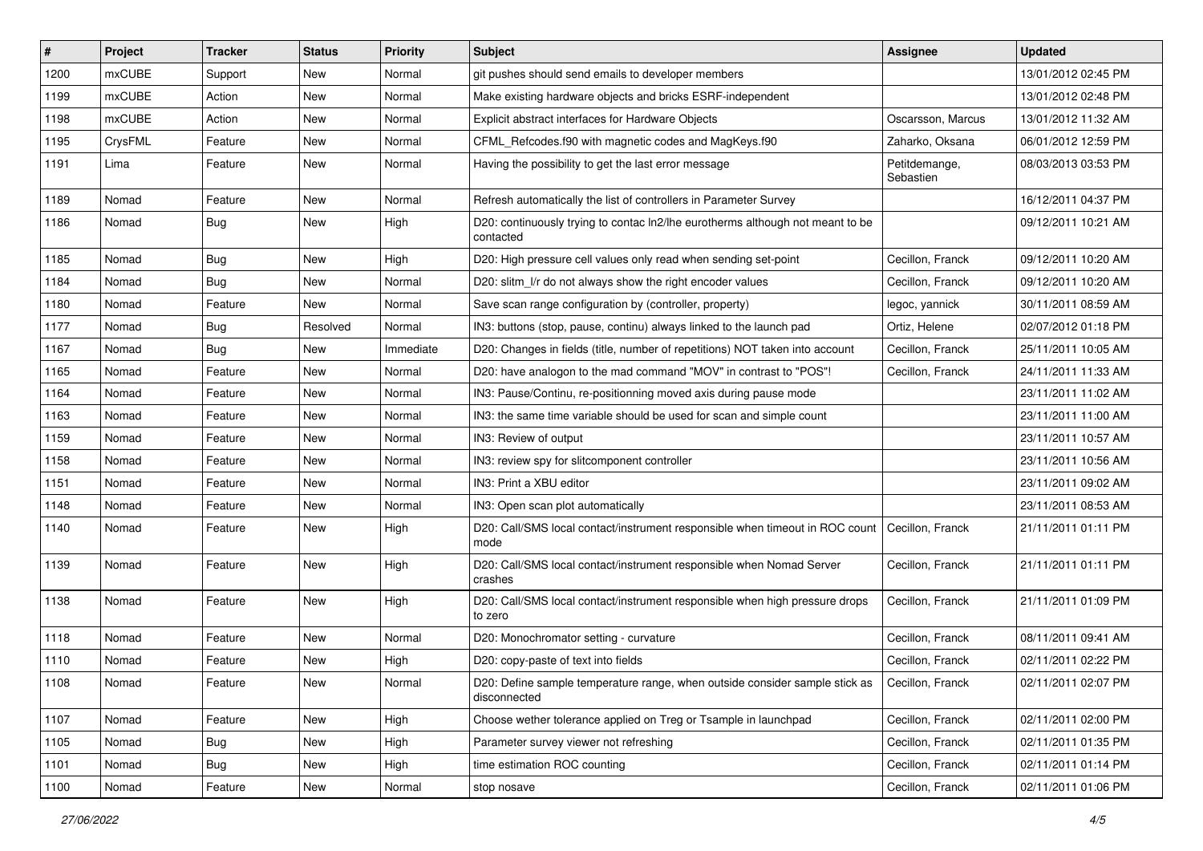| # | Project | Tracker | Status | Priority | Subject | Assignee | Updated |
|---|---|---|---|---|---|---|---|
| 1200 | mxCUBE | Support | New | Normal | git pushes should send emails to developer members | | 13/01/2012 02:45 PM |
| 1199 | mxCUBE | Action | New | Normal | Make existing hardware objects and bricks ESRF-independent | | 13/01/2012 02:48 PM |
| 1198 | mxCUBE | Action | New | Normal | Explicit abstract interfaces for Hardware Objects | Oscarsson, Marcus | 13/01/2012 11:32 AM |
| 1195 | CrysFML | Feature | New | Normal | CFML_Refcodes.f90 with magnetic codes and MagKeys.f90 | Zaharko, Oksana | 06/01/2012 12:59 PM |
| 1191 | Lima | Feature | New | Normal | Having the possibility to get the last error message | Petitdemange, Sebastien | 08/03/2013 03:53 PM |
| 1189 | Nomad | Feature | New | Normal | Refresh automatically the list of controllers in Parameter Survey | | 16/12/2011 04:37 PM |
| 1186 | Nomad | Bug | New | High | D20: continuously trying to contac ln2/lhe eurotherms although not meant to be contacted | | 09/12/2011 10:21 AM |
| 1185 | Nomad | Bug | New | High | D20: High pressure cell values only read when sending set-point | Cecillon, Franck | 09/12/2011 10:20 AM |
| 1184 | Nomad | Bug | New | Normal | D20: slitm_l/r do not always show the right encoder values | Cecillon, Franck | 09/12/2011 10:20 AM |
| 1180 | Nomad | Feature | New | Normal | Save scan range configuration by (controller, property) | legoc, yannick | 30/11/2011 08:59 AM |
| 1177 | Nomad | Bug | Resolved | Normal | IN3: buttons (stop, pause, continu) always linked to the launch pad | Ortiz, Helene | 02/07/2012 01:18 PM |
| 1167 | Nomad | Bug | New | Immediate | D20: Changes in fields (title, number of repetitions) NOT taken into account | Cecillon, Franck | 25/11/2011 10:05 AM |
| 1165 | Nomad | Feature | New | Normal | D20: have analogon to the mad command "MOV" in contrast to "POS"! | Cecillon, Franck | 24/11/2011 11:33 AM |
| 1164 | Nomad | Feature | New | Normal | IN3: Pause/Continu, re-positionning moved axis during pause mode | | 23/11/2011 11:02 AM |
| 1163 | Nomad | Feature | New | Normal | IN3: the same time variable should be used for scan and simple count | | 23/11/2011 11:00 AM |
| 1159 | Nomad | Feature | New | Normal | IN3: Review of output | | 23/11/2011 10:57 AM |
| 1158 | Nomad | Feature | New | Normal | IN3: review spy for slitcomponent controller | | 23/11/2011 10:56 AM |
| 1151 | Nomad | Feature | New | Normal | IN3: Print a XBU editor | | 23/11/2011 09:02 AM |
| 1148 | Nomad | Feature | New | Normal | IN3: Open scan plot automatically | | 23/11/2011 08:53 AM |
| 1140 | Nomad | Feature | New | High | D20: Call/SMS local contact/instrument responsible when timeout in ROC count mode | Cecillon, Franck | 21/11/2011 01:11 PM |
| 1139 | Nomad | Feature | New | High | D20: Call/SMS local contact/instrument responsible when Nomad Server crashes | Cecillon, Franck | 21/11/2011 01:11 PM |
| 1138 | Nomad | Feature | New | High | D20: Call/SMS local contact/instrument responsible when high pressure drops to zero | Cecillon, Franck | 21/11/2011 01:09 PM |
| 1118 | Nomad | Feature | New | Normal | D20: Monochromator setting - curvature | Cecillon, Franck | 08/11/2011 09:41 AM |
| 1110 | Nomad | Feature | New | High | D20: copy-paste of text into fields | Cecillon, Franck | 02/11/2011 02:22 PM |
| 1108 | Nomad | Feature | New | Normal | D20: Define sample temperature range, when outside consider sample stick as disconnected | Cecillon, Franck | 02/11/2011 02:07 PM |
| 1107 | Nomad | Feature | New | High | Choose wether tolerance applied on Treg or Tsample in launchpad | Cecillon, Franck | 02/11/2011 02:00 PM |
| 1105 | Nomad | Bug | New | High | Parameter survey viewer not refreshing | Cecillon, Franck | 02/11/2011 01:35 PM |
| 1101 | Nomad | Bug | New | High | time estimation ROC counting | Cecillon, Franck | 02/11/2011 01:14 PM |
| 1100 | Nomad | Feature | New | Normal | stop nosave | Cecillon, Franck | 02/11/2011 01:06 PM |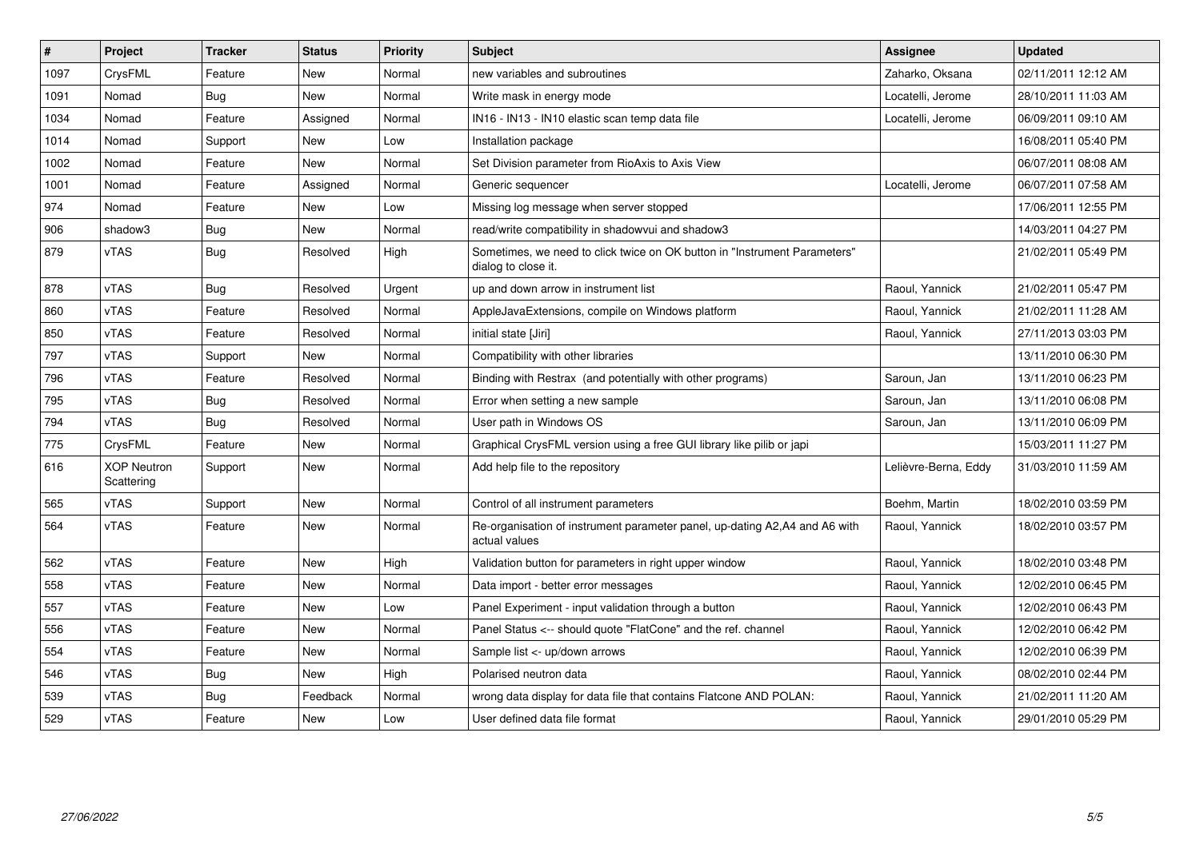| # | Project | Tracker | Status | Priority | Subject | Assignee | Updated |
|---|---|---|---|---|---|---|---|
| 1097 | CrysFML | Feature | New | Normal | new variables and subroutines | Zaharko, Oksana | 02/11/2011 12:12 AM |
| 1091 | Nomad | Bug | New | Normal | Write mask in energy mode | Locatelli, Jerome | 28/10/2011 11:03 AM |
| 1034 | Nomad | Feature | Assigned | Normal | IN16 - IN13 - IN10 elastic scan temp data file | Locatelli, Jerome | 06/09/2011 09:10 AM |
| 1014 | Nomad | Support | New | Low | Installation package | | 16/08/2011 05:40 PM |
| 1002 | Nomad | Feature | New | Normal | Set Division parameter from RioAxis to Axis View | | 06/07/2011 08:08 AM |
| 1001 | Nomad | Feature | Assigned | Normal | Generic sequencer | Locatelli, Jerome | 06/07/2011 07:58 AM |
| 974 | Nomad | Feature | New | Low | Missing log message when server stopped | | 17/06/2011 12:55 PM |
| 906 | shadow3 | Bug | New | Normal | read/write compatibility in shadowvui and shadow3 | | 14/03/2011 04:27 PM |
| 879 | vTAS | Bug | Resolved | High | Sometimes, we need to click twice on OK button in "Instrument Parameters" dialog to close it. | | 21/02/2011 05:49 PM |
| 878 | vTAS | Bug | Resolved | Urgent | up and down arrow in instrument list | Raoul, Yannick | 21/02/2011 05:47 PM |
| 860 | vTAS | Feature | Resolved | Normal | AppleJavaExtensions, compile on Windows platform | Raoul, Yannick | 21/02/2011 11:28 AM |
| 850 | vTAS | Feature | Resolved | Normal | initial state [Jiri] | Raoul, Yannick | 27/11/2013 03:03 PM |
| 797 | vTAS | Support | New | Normal | Compatibility with other libraries | | 13/11/2010 06:30 PM |
| 796 | vTAS | Feature | Resolved | Normal | Binding with Restrax (and potentially with other programs) | Saroun, Jan | 13/11/2010 06:23 PM |
| 795 | vTAS | Bug | Resolved | Normal | Error when setting a new sample | Saroun, Jan | 13/11/2010 06:08 PM |
| 794 | vTAS | Bug | Resolved | Normal | User path in Windows OS | Saroun, Jan | 13/11/2010 06:09 PM |
| 775 | CrysFML | Feature | New | Normal | Graphical CrysFML version using a free GUI library like pilib or japi | | 15/03/2011 11:27 PM |
| 616 | XOP Neutron Scattering | Support | New | Normal | Add help file to the repository | Lelièvre-Berna, Eddy | 31/03/2010 11:59 AM |
| 565 | vTAS | Support | New | Normal | Control of all instrument parameters | Boehm, Martin | 18/02/2010 03:59 PM |
| 564 | vTAS | Feature | New | Normal | Re-organisation of instrument parameter panel, up-dating A2,A4 and A6 with actual values | Raoul, Yannick | 18/02/2010 03:57 PM |
| 562 | vTAS | Feature | New | High | Validation button for parameters in right upper window | Raoul, Yannick | 18/02/2010 03:48 PM |
| 558 | vTAS | Feature | New | Normal | Data import - better error messages | Raoul, Yannick | 12/02/2010 06:45 PM |
| 557 | vTAS | Feature | New | Low | Panel Experiment - input validation through a button | Raoul, Yannick | 12/02/2010 06:43 PM |
| 556 | vTAS | Feature | New | Normal | Panel Status <-- should quote "FlatCone" and the ref. channel | Raoul, Yannick | 12/02/2010 06:42 PM |
| 554 | vTAS | Feature | New | Normal | Sample list <- up/down arrows | Raoul, Yannick | 12/02/2010 06:39 PM |
| 546 | vTAS | Bug | New | High | Polarised neutron data | Raoul, Yannick | 08/02/2010 02:44 PM |
| 539 | vTAS | Bug | Feedback | Normal | wrong data display for data file that contains Flatcone AND POLAN: | Raoul, Yannick | 21/02/2011 11:20 AM |
| 529 | vTAS | Feature | New | Low | User defined data file format | Raoul, Yannick | 29/01/2010 05:29 PM |